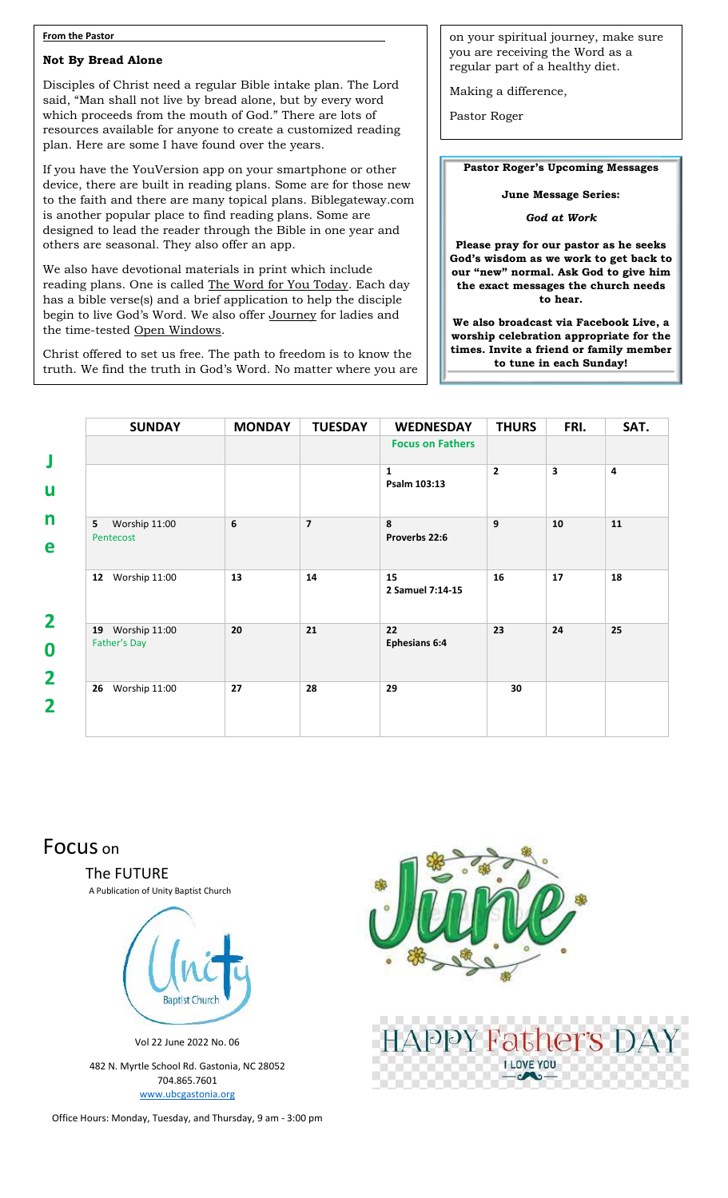**From the Pastor**

## Not By Bread Alone

Disciples of Christ need a regular Bible intake plan. The Lord said, "Man shall not live by bread alone, but by every word which proceeds from the mouth of God." There are lots of resources available for anyone to create a customized reading plan. Here are some I have found over the years.

If you have the YouVersion app on your smartphone or other device, there are built in reading plans. Some are for those new to the faith and there are many topical plans. Biblegateway.com is another popular place to find reading plans. Some are designed to lead the reader through the Bible in one year and others are seasonal. They also offer an app.

We also have devotional materials in print which include reading plans. One is called The Word for You Today. Each day has a bible verse(s) and a brief application to help the disciple begin to live God's Word. We also offer Journey for ladies and the time-tested Open Windows.

Christ offered to set us free. The path to freedom is to know the truth. We find the truth in God's Word. No matter where you are on your spiritual journey, make sure you are receiving the Word as a regular part of a healthy diet.

Making a difference,

Pastor Roger

---

**Pastor Roger's Upcoming Messages**

**June Message Series:**

***God at Work***

**Please pray for our pastor as he seeks God's wisdom as we work to get back to our "new" normal. Ask God to give him the exact messages the church needs to hear.**

**We also broadcast via Facebook Live, a worship celebration appropriate for the times. Invite a friend or family member to tune in each Sunday!**

---

**June 2022**

| SUNDAY | MONDAY | TUESDAY | WEDNESDAY | THURS | FRI. | SAT. |
|---|---|---|---|---|---|---|
| | | | Focus on Fathers | | | |
| | | | 1 Psalm 103:13 | 2 | 3 | 4 |
| 5 Worship 11:00 Pentecost | 6 | 7 | 8 Proverbs 22:6 | 9 | 10 | 11 |
| 12 Worship 11:00 | 13 | 14 | 15 2 Samuel 7:14-15 | 16 | 17 | 18 |
| 19 Worship 11:00 Father's Day | 20 | 21 | 22 Ephesians 6:4 | 23 | 24 | 25 |
| 26 Worship 11:00 | 27 | 28 | 29 | 30 | | |

# Focus on

## The FUTURE

A Publication of Unity Baptist Church

Unity Baptist Church

Vol 22 June 2022 No. 06

482 N. Myrtle School Rd. Gastonia, NC 28052
704.865.7601
www.ubcgastonia.org

Office Hours: Monday, Tuesday, and Thursday, 9 am - 3:00 pm

June

HAPPY Father's DAY
I LOVE YOU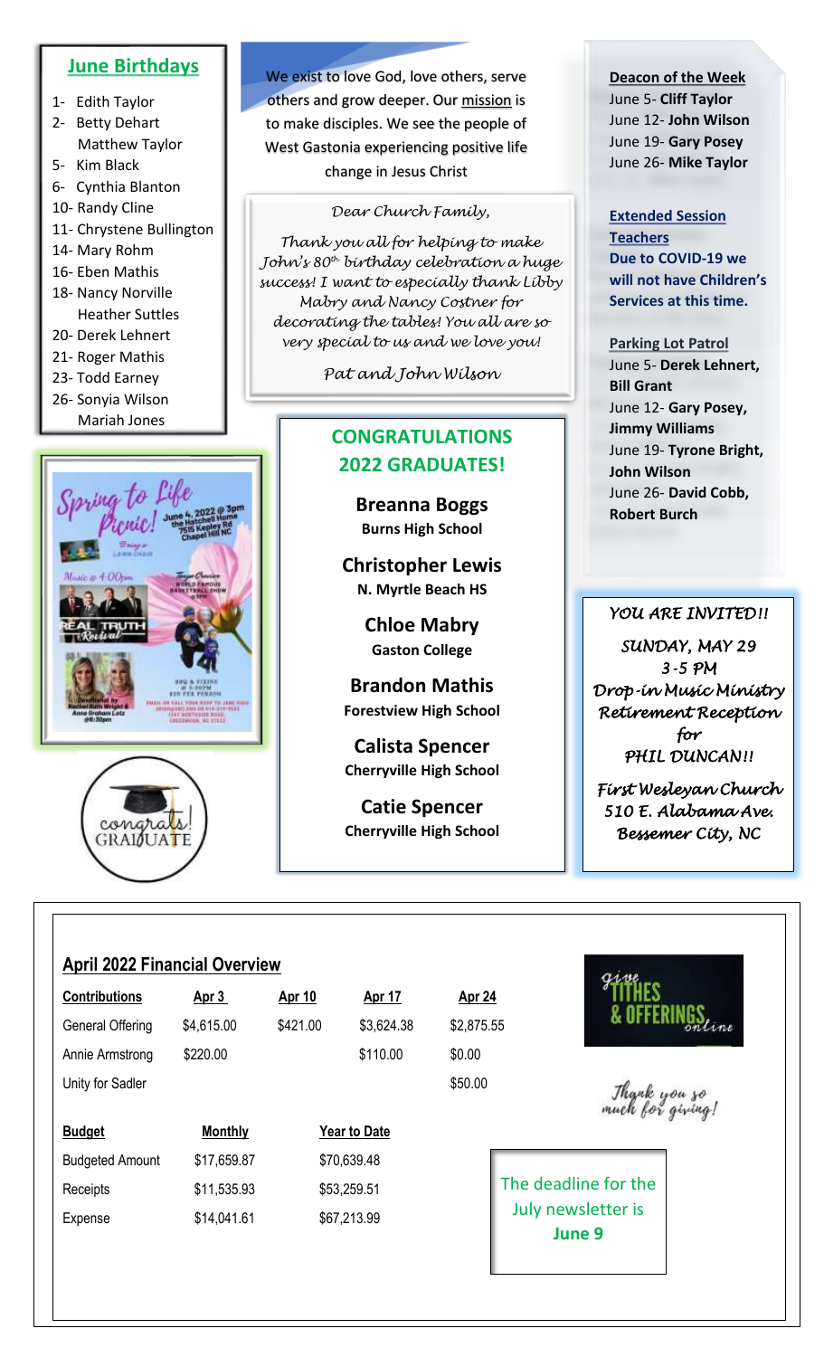## June Birthdays

1- Edith Taylor
2- Betty Dehart
   Matthew Taylor
5- Kim Black
6- Cynthia Blanton
10- Randy Cline
11- Chrystene Bullington
14- Mary Rohm
16- Eben Mathis
18- Nancy Norville
   Heather Suttles
20- Derek Lehnert
21- Roger Mathis
23- Todd Earney
26- Sonyia Wilson
   Mariah Jones

We exist to love God, love others, serve others and grow deeper. Our mission is to make disciples. We see the people of West Gastonia experiencing positive life change in Jesus Christ

*Dear Church Family,*

*Thank you all for helping to make John's 80th birthday celebration a huge success! I want to especially thank Libby Mabry and Nancy Costner for decorating the tables! You all are so very special to us and we love you!*

*Pat and John Wilson*

## CONGRATULATIONS 2022 GRADUATES!

**Breanna Boggs**
**Burns High School**

**Christopher Lewis**
**N. Myrtle Beach HS**

**Chloe Mabry**
**Gaston College**

**Brandon Mathis**
**Forestview High School**

**Calista Spencer**
**Cherryville High School**

**Catie Spencer**
**Cherryville High School**

**Deacon of the Week**
June 5- **Cliff Taylor**
June 12- **John Wilson**
June 19- **Gary Posey**
June 26- **Mike Taylor**

**Extended Session Teachers**
**Due to COVID-19 we will not have Children's Services at this time.**

**Parking Lot Patrol**
June 5- **Derek Lehnert, Bill Grant**
June 12- **Gary Posey, Jimmy Williams**
June 19- **Tyrone Bright, John Wilson**
June 26- **David Cobb, Robert Burch**

*YOU ARE INVITED!!*

*SUNDAY, MAY 29*
*3-5 PM*
*Drop-in Music Ministry Retirement Reception for PHIL DUNCAN!!*

*First Wesleyan Church*
*510 E. Alabama Ave.*
*Bessemer City, NC*

## April 2022 Financial Overview

| Contributions | Apr 3 | Apr 10 | Apr 17 | Apr 24 |
|---|---|---|---|---|
| General Offering | $4,615.00 | $421.00 | $3,624.38 | $2,875.55 |
| Annie Armstrong | $220.00 | | $110.00 | $0.00 |
| Unity for Sadler | | | | $50.00 |

| Budget | Monthly | Year to Date |
|---|---|---|
| Budgeted Amount | $17,659.87 | $70,639.48 |
| Receipts | $11,535.93 | $53,259.51 |
| Expense | $14,041.61 | $67,213.99 |

Thank you so much for giving!

The deadline for the July newsletter is **June 9**